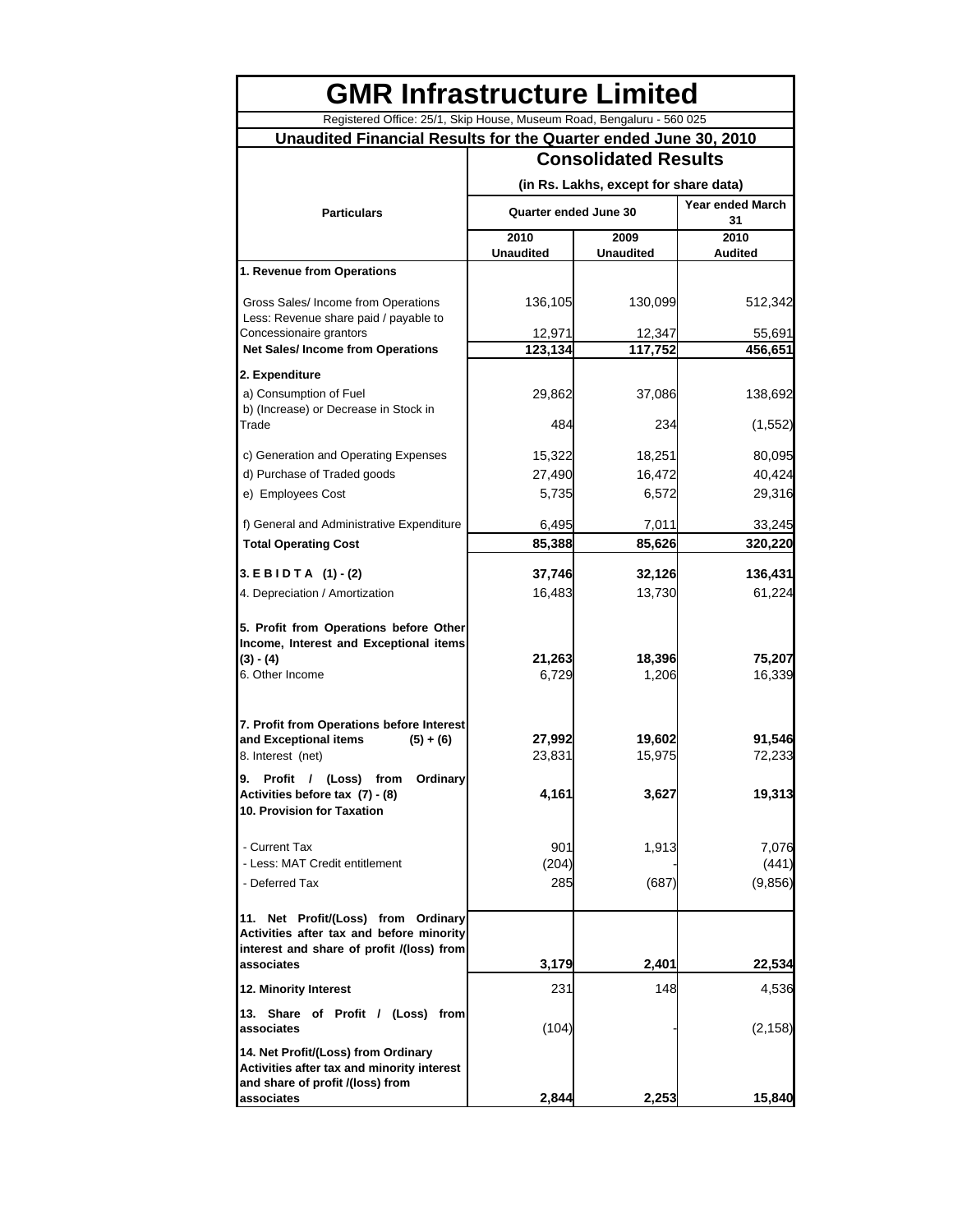# GMR Infrastructure Limited

Registered Office: 25/1, Skip House, Museum Road, Bengaluru - 560 025

## Unaudited Financial Results for the Quarter ended June 30, 2010

| Particulars | Consolidated Results | | |
|---|---|---|---|
| | (in Rs. Lakhs, except for share data) | | |
| | Quarter ended June 30 | | Year ended March 31 |
| | 2010 Unaudited | 2009 Unaudited | 2010 Audited |
| **1. Revenue from Operations** | | | |
| Gross Sales/ Income from Operations | 136,105 | 130,099 | 512,342 |
| Less: Revenue share paid / payable to Concessionaire grantors | 12,971 | 12,347 | 55,691 |
| **Net Sales/ Income from Operations** | **123,134** | **117,752** | **456,651** |
| **2. Expenditure** | | | |
| a) Consumption of Fuel | 29,862 | 37,086 | 138,692 |
| b) (Increase) or Decrease in Stock in Trade | 484 | 234 | (1,552) |
| c) Generation and Operating Expenses | 15,322 | 18,251 | 80,095 |
| d) Purchase of Traded goods | 27,490 | 16,472 | 40,424 |
| e) Employees Cost | 5,735 | 6,572 | 29,316 |
| f) General and Administrative Expenditure | 6,495 | 7,011 | 33,245 |
| **Total Operating Cost** | **85,388** | **85,626** | **320,220** |
| **3. E B I D T A (1) - (2)** | **37,746** | **32,126** | **136,431** |
| 4. Depreciation / Amortization | 16,483 | 13,730 | 61,224 |
| **5. Profit from Operations before Other Income, Interest and Exceptional items (3) - (4)** | **21,263** | **18,396** | **75,207** |
| 6. Other Income | 6,729 | 1,206 | 16,339 |
| **7. Profit from Operations before Interest and Exceptional items (5) + (6)** | **27,992** | **19,602** | **91,546** |
| 8. Interest (net) | 23,831 | 15,975 | 72,233 |
| **9. Profit / (Loss) from Ordinary Activities before tax (7) - (8)** | **4,161** | **3,627** | **19,313** |
| **10. Provision for Taxation** | | | |
| - Current Tax | 901 | 1,913 | 7,076 |
| - Less: MAT Credit entitlement | (204) | - | (441) |
| - Deferred Tax | 285 | (687) | (9,856) |
| **11. Net Profit/(Loss) from Ordinary Activities after tax and before minority interest and share of profit /(loss) from associates** | **3,179** | **2,401** | **22,534** |
| **12. Minority Interest** | 231 | 148 | 4,536 |
| **13. Share of Profit / (Loss) from associates** | (104) | - | (2,158) |
| **14. Net Profit/(Loss) from Ordinary Activities after tax and minority interest and share of profit /(loss) from associates** | **2,844** | **2,253** | **15,840** |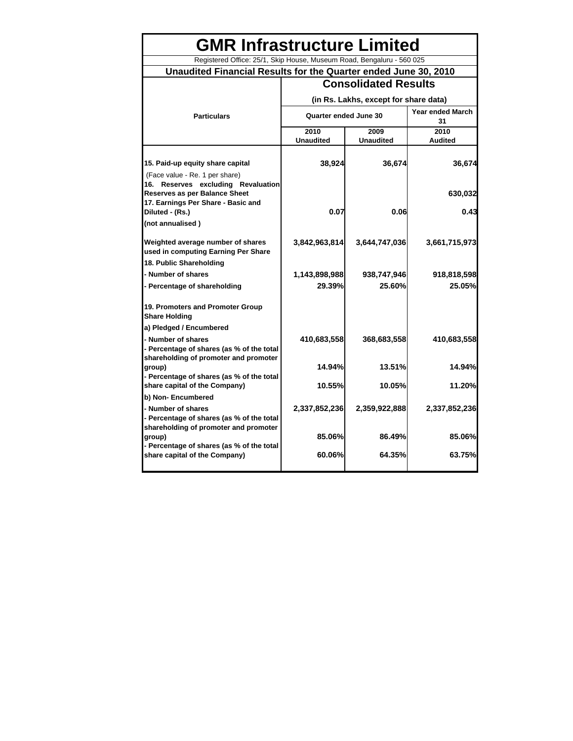# GMR Infrastructure Limited

Registered Office: 25/1, Skip House, Museum Road, Bengaluru - 560 025

## Unaudited Financial Results for the Quarter ended June 30, 2010

| Particulars | Consolidated Results (in Rs. Lakhs, except for share data) | | |
|---|---|---|---|
| | Quarter ended June 30 | | Year ended March 31 |
| | 2010 Unaudited | 2009 Unaudited | 2010 Audited |
| **15. Paid-up equity share capital** | 38,924 | 36,674 | 36,674 |
| (Face value - Re. 1 per share) | | | |
| **16. Reserves excluding Revaluation Reserves as per Balance Sheet** | | | 630,032 |
| **17. Earnings Per Share - Basic and Diluted - (Rs.)** | 0.07 | 0.06 | 0.43 |
| **(not annualised )** | | | |
| **Weighted average number of shares used in computing Earning Per Share** | 3,842,963,814 | 3,644,747,036 | 3,661,715,973 |
| **18. Public Shareholding** | | | |
| **- Number of shares** | 1,143,898,988 | 938,747,946 | 918,818,598 |
| **- Percentage of shareholding** | 29.39% | 25.60% | 25.05% |
| **19. Promoters and Promoter Group Share Holding** | | | |
| **a) Pledged / Encumbered** | | | |
| **- Number of shares** | 410,683,558 | 368,683,558 | 410,683,558 |
| **- Percentage of shares (as % of the total shareholding of promoter and promoter group)** | 14.94% | 13.51% | 14.94% |
| **- Percentage of shares (as % of the total share capital of the Company)** | 10.55% | 10.05% | 11.20% |
| **b) Non- Encumbered** | | | |
| **- Number of shares** | 2,337,852,236 | 2,359,922,888 | 2,337,852,236 |
| **- Percentage of shares (as % of the total shareholding of promoter and promoter group)** | 85.06% | 86.49% | 85.06% |
| **- Percentage of shares (as % of the total share capital of the Company)** | 60.06% | 64.35% | 63.75% |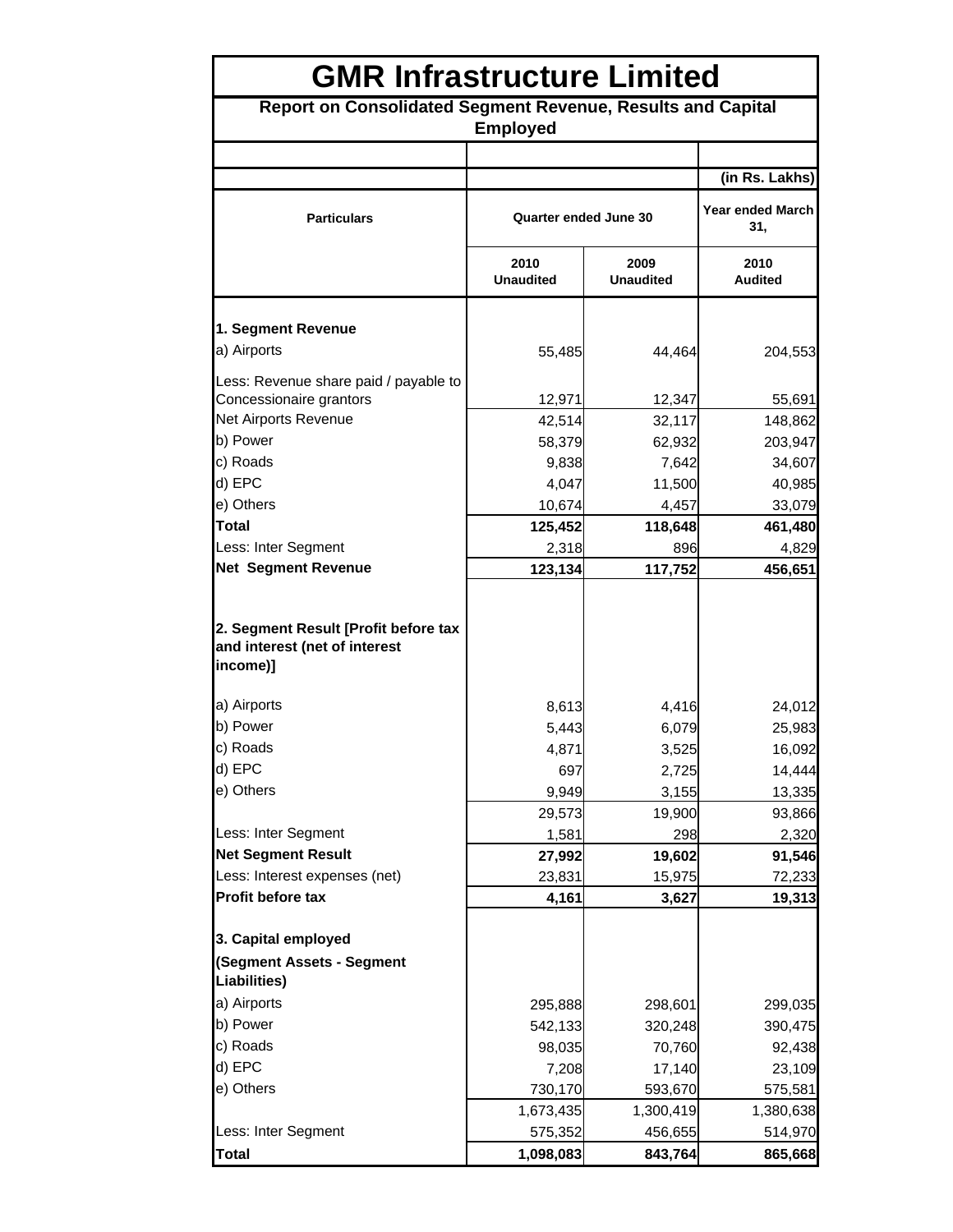# GMR Infrastructure Limited

## Report on Consolidated Segment Revenue, Results and Capital Employed

(in Rs. Lakhs)

| Particulars | Quarter ended June 30 | | Year ended March 31, |
|---|---|---|---|
| | 2010 Unaudited | 2009 Unaudited | 2010 Audited |
| **1. Segment Revenue** | | | |
| a) Airports | 55,485 | 44,464 | 204,553 |
| Less: Revenue share paid / payable to Concessionaire grantors | 12,971 | 12,347 | 55,691 |
| Net Airports Revenue | 42,514 | 32,117 | 148,862 |
| b) Power | 58,379 | 62,932 | 203,947 |
| c) Roads | 9,838 | 7,642 | 34,607 |
| d) EPC | 4,047 | 11,500 | 40,985 |
| e) Others | 10,674 | 4,457 | 33,079 |
| **Total** | **125,452** | **118,648** | **461,480** |
| Less: Inter Segment | 2,318 | 896 | 4,829 |
| **Net Segment Revenue** | **123,134** | **117,752** | **456,651** |
| **2. Segment Result [Profit before tax and interest (net of interest income)]** | | | |
| a) Airports | 8,613 | 4,416 | 24,012 |
| b) Power | 5,443 | 6,079 | 25,983 |
| c) Roads | 4,871 | 3,525 | 16,092 |
| d) EPC | 697 | 2,725 | 14,444 |
| e) Others | 9,949 | 3,155 | 13,335 |
| | 29,573 | 19,900 | 93,866 |
| Less: Inter Segment | 1,581 | 298 | 2,320 |
| **Net Segment Result** | **27,992** | **19,602** | **91,546** |
| Less: Interest expenses (net) | 23,831 | 15,975 | 72,233 |
| **Profit before tax** | **4,161** | **3,627** | **19,313** |
| **3. Capital employed** | | | |
| **(Segment Assets - Segment Liabilities)** | | | |
| a) Airports | 295,888 | 298,601 | 299,035 |
| b) Power | 542,133 | 320,248 | 390,475 |
| c) Roads | 98,035 | 70,760 | 92,438 |
| d) EPC | 7,208 | 17,140 | 23,109 |
| e) Others | 730,170 | 593,670 | 575,581 |
| | 1,673,435 | 1,300,419 | 1,380,638 |
| Less: Inter Segment | 575,352 | 456,655 | 514,970 |
| **Total** | **1,098,083** | **843,764** | **865,668** |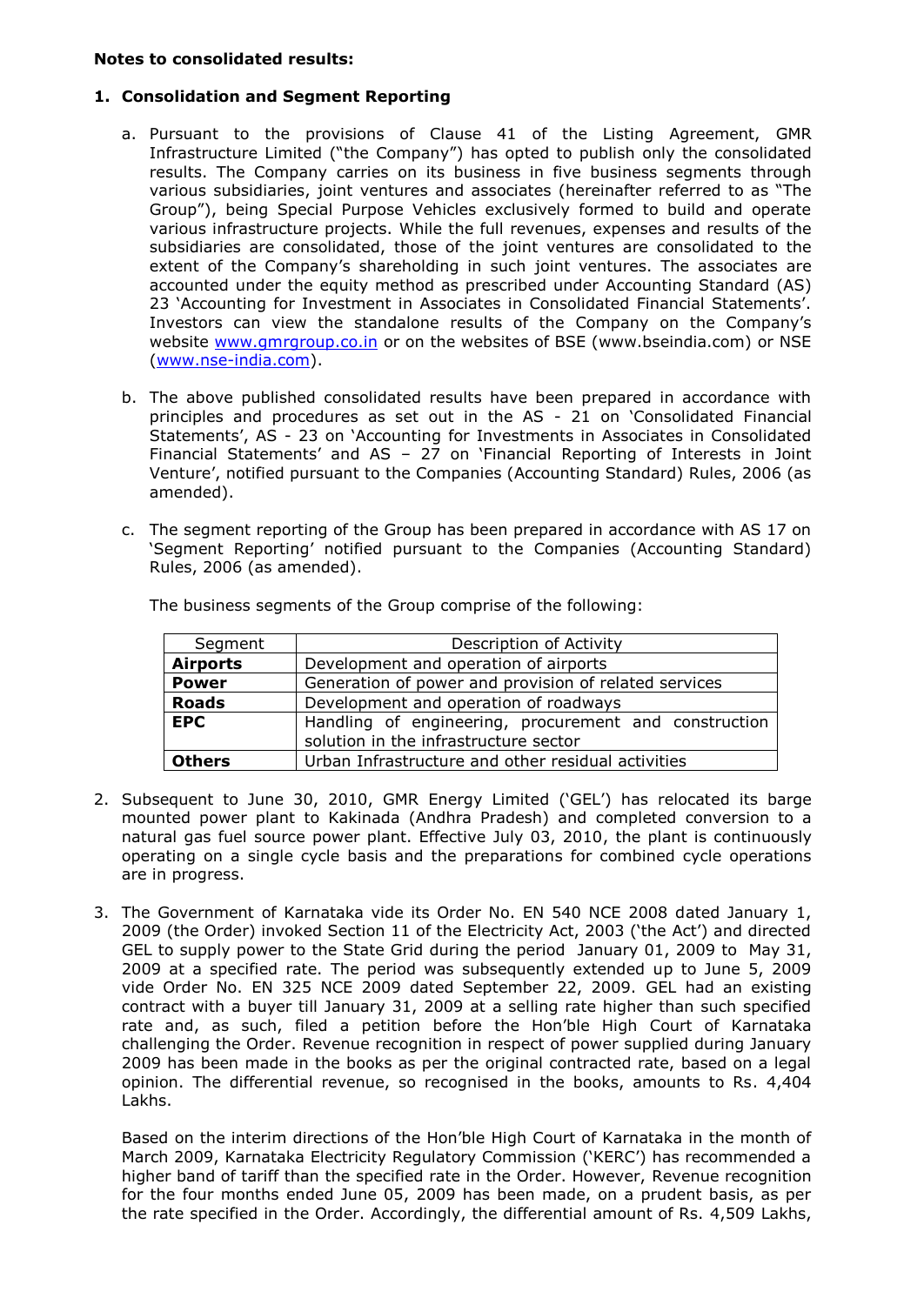**Notes to consolidated results:**

1. **Consolidation and Segment Reporting**

   a. Pursuant to the provisions of Clause 41 of the Listing Agreement, GMR Infrastructure Limited ("the Company") has opted to publish only the consolidated results. The Company carries on its business in five business segments through various subsidiaries, joint ventures and associates (hereinafter referred to as "The Group"), being Special Purpose Vehicles exclusively formed to build and operate various infrastructure projects. While the full revenues, expenses and results of the subsidiaries are consolidated, those of the joint ventures are consolidated to the extent of the Company's shareholding in such joint ventures. The associates are accounted under the equity method as prescribed under Accounting Standard (AS) 23 'Accounting for Investment in Associates in Consolidated Financial Statements'. Investors can view the standalone results of the Company on the Company's website www.gmrgroup.co.in or on the websites of BSE (www.bseindia.com) or NSE (www.nse-india.com).

   b. The above published consolidated results have been prepared in accordance with principles and procedures as set out in the AS - 21 on 'Consolidated Financial Statements', AS - 23 on 'Accounting for Investments in Associates in Consolidated Financial Statements' and AS – 27 on 'Financial Reporting of Interests in Joint Venture', notified pursuant to the Companies (Accounting Standard) Rules, 2006 (as amended).

   c. The segment reporting of the Group has been prepared in accordance with AS 17 on 'Segment Reporting' notified pursuant to the Companies (Accounting Standard) Rules, 2006 (as amended).

   The business segments of the Group comprise of the following:

   | Segment | Description of Activity |
   |---|---|
   | **Airports** | Development and operation of airports |
   | **Power** | Generation of power and provision of related services |
   | **Roads** | Development and operation of roadways |
   | **EPC** | Handling of engineering, procurement and construction solution in the infrastructure sector |
   | **Others** | Urban Infrastructure and other residual activities |

2. Subsequent to June 30, 2010, GMR Energy Limited ('GEL') has relocated its barge mounted power plant to Kakinada (Andhra Pradesh) and completed conversion to a natural gas fuel source power plant. Effective July 03, 2010, the plant is continuously operating on a single cycle basis and the preparations for combined cycle operations are in progress.

3. The Government of Karnataka vide its Order No. EN 540 NCE 2008 dated January 1, 2009 (the Order) invoked Section 11 of the Electricity Act, 2003 ('the Act') and directed GEL to supply power to the State Grid during the period January 01, 2009 to May 31, 2009 at a specified rate. The period was subsequently extended up to June 5, 2009 vide Order No. EN 325 NCE 2009 dated September 22, 2009. GEL had an existing contract with a buyer till January 31, 2009 at a selling rate higher than such specified rate and, as such, filed a petition before the Hon'ble High Court of Karnataka challenging the Order. Revenue recognition in respect of power supplied during January 2009 has been made in the books as per the original contracted rate, based on a legal opinion. The differential revenue, so recognised in the books, amounts to Rs. 4,404 Lakhs.

   Based on the interim directions of the Hon'ble High Court of Karnataka in the month of March 2009, Karnataka Electricity Regulatory Commission ('KERC') has recommended a higher band of tariff than the specified rate in the Order. However, Revenue recognition for the four months ended June 05, 2009 has been made, on a prudent basis, as per the rate specified in the Order. Accordingly, the differential amount of Rs. 4,509 Lakhs,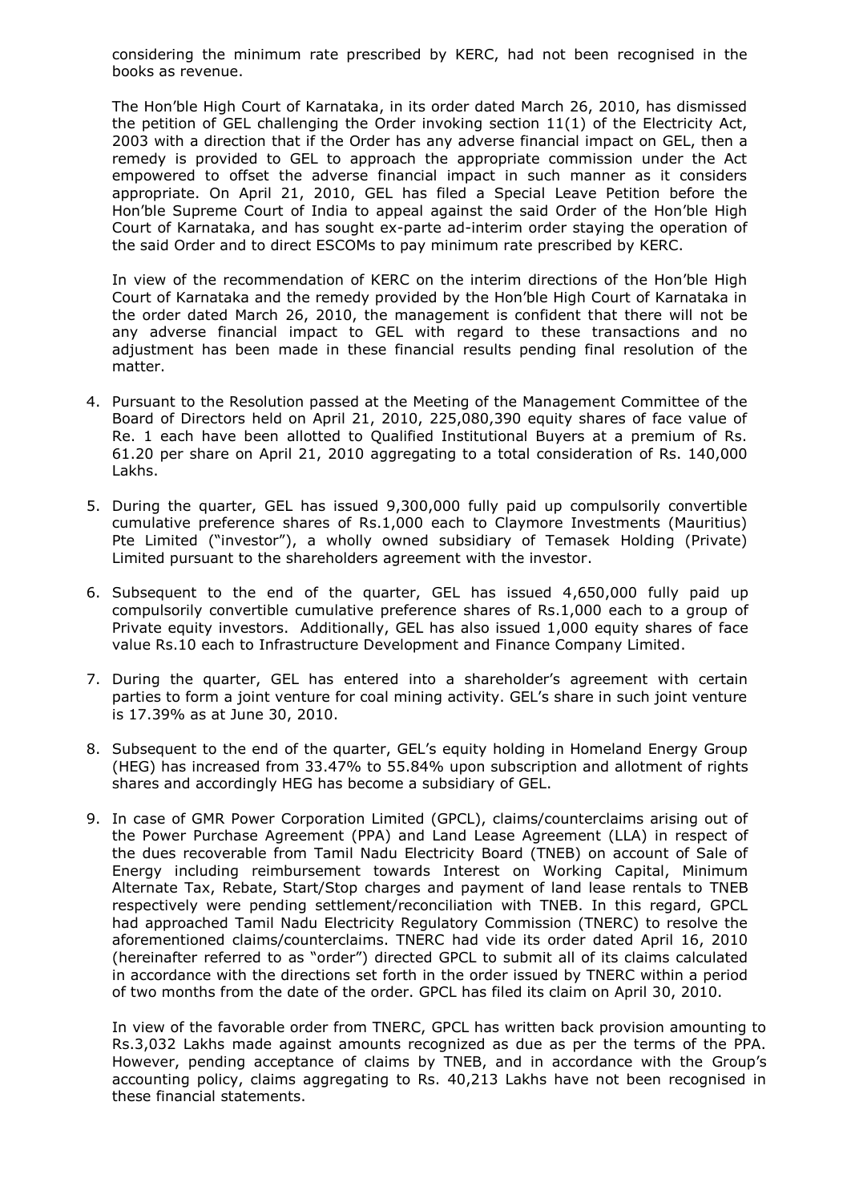considering the minimum rate prescribed by KERC, had not been recognised in the books as revenue.

The Hon'ble High Court of Karnataka, in its order dated March 26, 2010, has dismissed the petition of GEL challenging the Order invoking section 11(1) of the Electricity Act, 2003 with a direction that if the Order has any adverse financial impact on GEL, then a remedy is provided to GEL to approach the appropriate commission under the Act empowered to offset the adverse financial impact in such manner as it considers appropriate. On April 21, 2010, GEL has filed a Special Leave Petition before the Hon'ble Supreme Court of India to appeal against the said Order of the Hon'ble High Court of Karnataka, and has sought ex-parte ad-interim order staying the operation of the said Order and to direct ESCOMs to pay minimum rate prescribed by KERC.

In view of the recommendation of KERC on the interim directions of the Hon'ble High Court of Karnataka and the remedy provided by the Hon'ble High Court of Karnataka in the order dated March 26, 2010, the management is confident that there will not be any adverse financial impact to GEL with regard to these transactions and no adjustment has been made in these financial results pending final resolution of the matter.

4. Pursuant to the Resolution passed at the Meeting of the Management Committee of the Board of Directors held on April 21, 2010, 225,080,390 equity shares of face value of Re. 1 each have been allotted to Qualified Institutional Buyers at a premium of Rs. 61.20 per share on April 21, 2010 aggregating to a total consideration of Rs. 140,000 Lakhs.

5. During the quarter, GEL has issued 9,300,000 fully paid up compulsorily convertible cumulative preference shares of Rs.1,000 each to Claymore Investments (Mauritius) Pte Limited ("investor"), a wholly owned subsidiary of Temasek Holding (Private) Limited pursuant to the shareholders agreement with the investor.

6. Subsequent to the end of the quarter, GEL has issued 4,650,000 fully paid up compulsorily convertible cumulative preference shares of Rs.1,000 each to a group of Private equity investors. Additionally, GEL has also issued 1,000 equity shares of face value Rs.10 each to Infrastructure Development and Finance Company Limited.

7. During the quarter, GEL has entered into a shareholder's agreement with certain parties to form a joint venture for coal mining activity. GEL's share in such joint venture is 17.39% as at June 30, 2010.

8. Subsequent to the end of the quarter, GEL's equity holding in Homeland Energy Group (HEG) has increased from 33.47% to 55.84% upon subscription and allotment of rights shares and accordingly HEG has become a subsidiary of GEL.

9. In case of GMR Power Corporation Limited (GPCL), claims/counterclaims arising out of the Power Purchase Agreement (PPA) and Land Lease Agreement (LLA) in respect of the dues recoverable from Tamil Nadu Electricity Board (TNEB) on account of Sale of Energy including reimbursement towards Interest on Working Capital, Minimum Alternate Tax, Rebate, Start/Stop charges and payment of land lease rentals to TNEB respectively were pending settlement/reconciliation with TNEB. In this regard, GPCL had approached Tamil Nadu Electricity Regulatory Commission (TNERC) to resolve the aforementioned claims/counterclaims. TNERC had vide its order dated April 16, 2010 (hereinafter referred to as "order") directed GPCL to submit all of its claims calculated in accordance with the directions set forth in the order issued by TNERC within a period of two months from the date of the order. GPCL has filed its claim on April 30, 2010.

   In view of the favorable order from TNERC, GPCL has written back provision amounting to Rs.3,032 Lakhs made against amounts recognized as due as per the terms of the PPA. However, pending acceptance of claims by TNEB, and in accordance with the Group's accounting policy, claims aggregating to Rs. 40,213 Lakhs have not been recognised in these financial statements.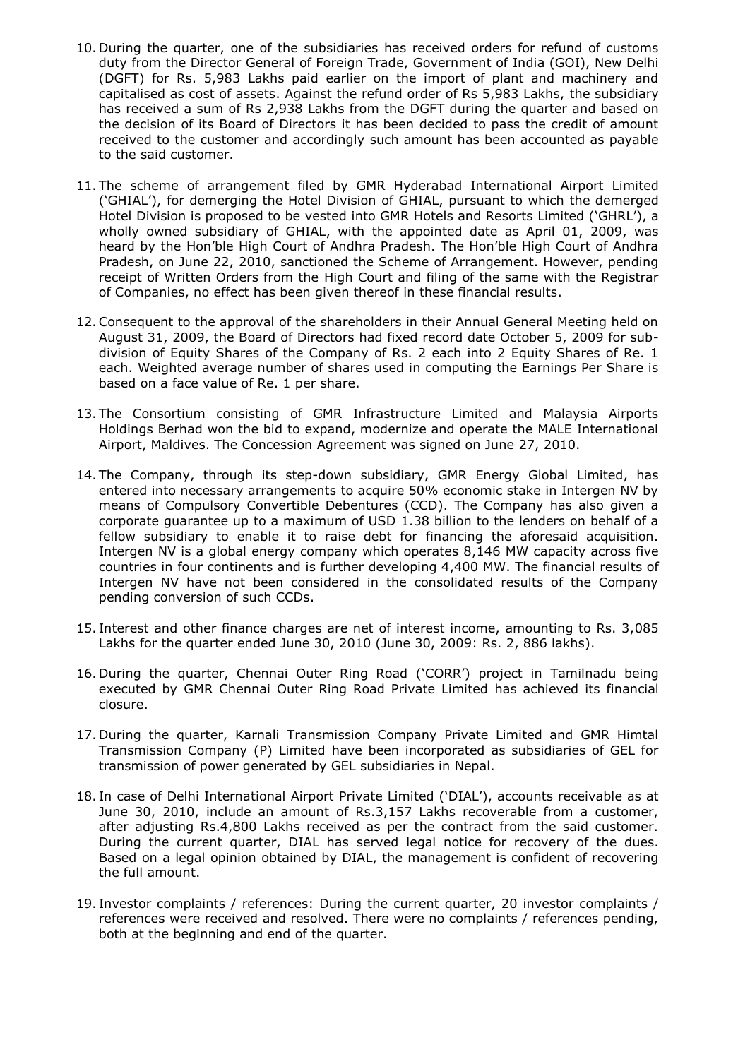10. During the quarter, one of the subsidiaries has received orders for refund of customs duty from the Director General of Foreign Trade, Government of India (GOI), New Delhi (DGFT) for Rs. 5,983 Lakhs paid earlier on the import of plant and machinery and capitalised as cost of assets. Against the refund order of Rs 5,983 Lakhs, the subsidiary has received a sum of Rs 2,938 Lakhs from the DGFT during the quarter and based on the decision of its Board of Directors it has been decided to pass the credit of amount received to the customer and accordingly such amount has been accounted as payable to the said customer.

11. The scheme of arrangement filed by GMR Hyderabad International Airport Limited ('GHIAL'), for demerging the Hotel Division of GHIAL, pursuant to which the demerged Hotel Division is proposed to be vested into GMR Hotels and Resorts Limited ('GHRL'), a wholly owned subsidiary of GHIAL, with the appointed date as April 01, 2009, was heard by the Hon'ble High Court of Andhra Pradesh. The Hon'ble High Court of Andhra Pradesh, on June 22, 2010, sanctioned the Scheme of Arrangement. However, pending receipt of Written Orders from the High Court and filing of the same with the Registrar of Companies, no effect has been given thereof in these financial results.

12. Consequent to the approval of the shareholders in their Annual General Meeting held on August 31, 2009, the Board of Directors had fixed record date October 5, 2009 for sub-division of Equity Shares of the Company of Rs. 2 each into 2 Equity Shares of Re. 1 each. Weighted average number of shares used in computing the Earnings Per Share is based on a face value of Re. 1 per share.

13. The Consortium consisting of GMR Infrastructure Limited and Malaysia Airports Holdings Berhad won the bid to expand, modernize and operate the MALE International Airport, Maldives. The Concession Agreement was signed on June 27, 2010.

14. The Company, through its step-down subsidiary, GMR Energy Global Limited, has entered into necessary arrangements to acquire 50% economic stake in Intergen NV by means of Compulsory Convertible Debentures (CCD). The Company has also given a corporate guarantee up to a maximum of USD 1.38 billion to the lenders on behalf of a fellow subsidiary to enable it to raise debt for financing the aforesaid acquisition. Intergen NV is a global energy company which operates 8,146 MW capacity across five countries in four continents and is further developing 4,400 MW. The financial results of Intergen NV have not been considered in the consolidated results of the Company pending conversion of such CCDs.

15. Interest and other finance charges are net of interest income, amounting to Rs. 3,085 Lakhs for the quarter ended June 30, 2010 (June 30, 2009: Rs. 2, 886 lakhs).

16. During the quarter, Chennai Outer Ring Road ('CORR') project in Tamilnadu being executed by GMR Chennai Outer Ring Road Private Limited has achieved its financial closure.

17. During the quarter, Karnali Transmission Company Private Limited and GMR Himtal Transmission Company (P) Limited have been incorporated as subsidiaries of GEL for transmission of power generated by GEL subsidiaries in Nepal.

18. In case of Delhi International Airport Private Limited ('DIAL'), accounts receivable as at June 30, 2010, include an amount of Rs.3,157 Lakhs recoverable from a customer, after adjusting Rs.4,800 Lakhs received as per the contract from the said customer. During the current quarter, DIAL has served legal notice for recovery of the dues. Based on a legal opinion obtained by DIAL, the management is confident of recovering the full amount.

19. Investor complaints / references: During the current quarter, 20 investor complaints / references were received and resolved. There were no complaints / references pending, both at the beginning and end of the quarter.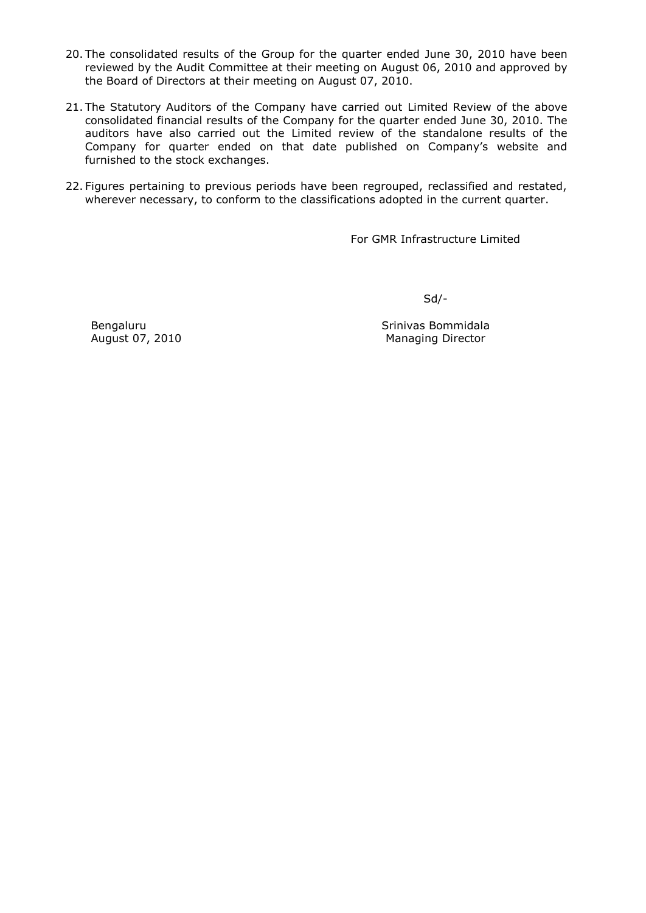20. The consolidated results of the Group for the quarter ended June 30, 2010 have been reviewed by the Audit Committee at their meeting on August 06, 2010 and approved by the Board of Directors at their meeting on August 07, 2010.

21. The Statutory Auditors of the Company have carried out Limited Review of the above consolidated financial results of the Company for the quarter ended June 30, 2010. The auditors have also carried out the Limited review of the standalone results of the Company for quarter ended on that date published on Company's website and furnished to the stock exchanges.

22. Figures pertaining to previous periods have been regrouped, reclassified and restated, wherever necessary, to conform to the classifications adopted in the current quarter.

For GMR Infrastructure Limited

Sd/-

Bengaluru
August 07, 2010

Srinivas Bommidala
Managing Director